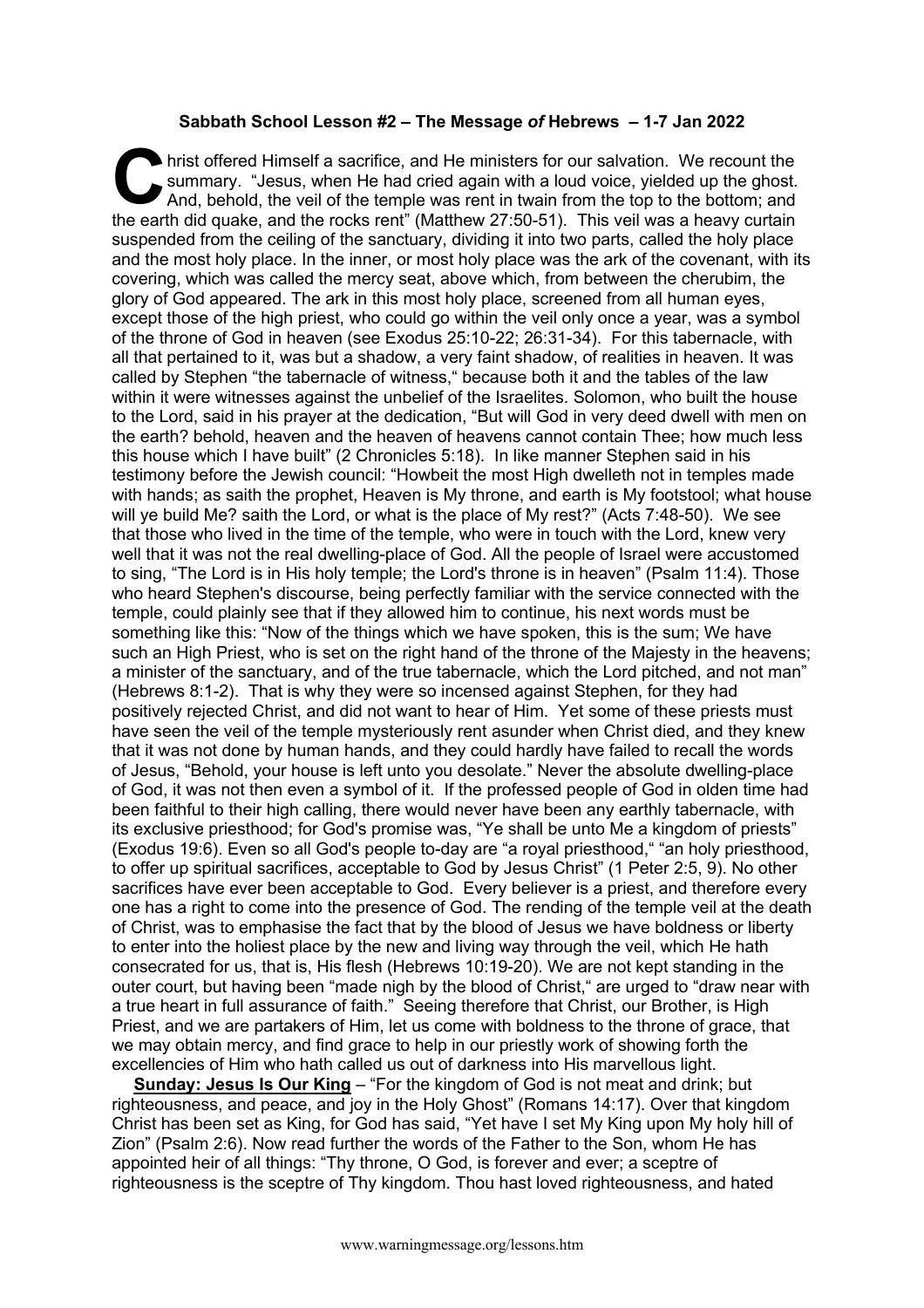**Sabbath School Lesson #2 – The Message *of* Hebrews – 1-7 Jan 2022**

Christ offered Himself a sacrifice, and He ministers for our salvation. We recount the summary. "Jesus, when He had cried again with a loud voice, yielded up the ghost. And, behold, the veil of the temple was rent in twain from the top to the bottom; and the earth did quake, and the rocks rent" (Matthew 27:50-51). This veil was a heavy curtain suspended from the ceiling of the sanctuary, dividing it into two parts, called the holy place and the most holy place. In the inner, or most holy place was the ark of the covenant, with its covering, which was called the mercy seat, above which, from between the cherubim, the glory of God appeared. The ark in this most holy place, screened from all human eyes, except those of the high priest, who could go within the veil only once a year, was a symbol of the throne of God in heaven (see Exodus 25:10-22; 26:31-34). For this tabernacle, with all that pertained to it, was but a shadow, a very faint shadow, of realities in heaven. It was called by Stephen "the tabernacle of witness," because both it and the tables of the law within it were witnesses against the unbelief of the Israelites. Solomon, who built the house to the Lord, said in his prayer at the dedication, "But will God in very deed dwell with men on the earth? behold, heaven and the heaven of heavens cannot contain Thee; how much less this house which I have built" (2 Chronicles 5:18). In like manner Stephen said in his testimony before the Jewish council: "Howbeit the most High dwelleth not in temples made with hands; as saith the prophet, Heaven is My throne, and earth is My footstool; what house will ye build Me? saith the Lord, or what is the place of My rest?" (Acts 7:48-50). We see that those who lived in the time of the temple, who were in touch with the Lord, knew very well that it was not the real dwelling-place of God. All the people of Israel were accustomed to sing, "The Lord is in His holy temple; the Lord's throne is in heaven" (Psalm 11:4). Those who heard Stephen's discourse, being perfectly familiar with the service connected with the temple, could plainly see that if they allowed him to continue, his next words must be something like this: "Now of the things which we have spoken, this is the sum; We have such an High Priest, who is set on the right hand of the throne of the Majesty in the heavens; a minister of the sanctuary, and of the true tabernacle, which the Lord pitched, and not man" (Hebrews 8:1-2). That is why they were so incensed against Stephen, for they had positively rejected Christ, and did not want to hear of Him. Yet some of these priests must have seen the veil of the temple mysteriously rent asunder when Christ died, and they knew that it was not done by human hands, and they could hardly have failed to recall the words of Jesus, "Behold, your house is left unto you desolate." Never the absolute dwelling-place of God, it was not then even a symbol of it. If the professed people of God in olden time had been faithful to their high calling, there would never have been any earthly tabernacle, with its exclusive priesthood; for God's promise was, "Ye shall be unto Me a kingdom of priests" (Exodus 19:6). Even so all God's people to-day are "a royal priesthood," "an holy priesthood, to offer up spiritual sacrifices, acceptable to God by Jesus Christ" (1 Peter 2:5, 9). No other sacrifices have ever been acceptable to God. Every believer is a priest, and therefore every one has a right to come into the presence of God. The rending of the temple veil at the death of Christ, was to emphasise the fact that by the blood of Jesus we have boldness or liberty to enter into the holiest place by the new and living way through the veil, which He hath consecrated for us, that is, His flesh (Hebrews 10:19-20). We are not kept standing in the outer court, but having been "made nigh by the blood of Christ," are urged to "draw near with a true heart in full assurance of faith." Seeing therefore that Christ, our Brother, is High Priest, and we are partakers of Him, let us come with boldness to the throne of grace, that we may obtain mercy, and find grace to help in our priestly work of showing forth the excellencies of Him who hath called us out of darkness into His marvellous light.

**Sunday: Jesus Is Our King** – "For the kingdom of God is not meat and drink; but righteousness, and peace, and joy in the Holy Ghost" (Romans 14:17). Over that kingdom Christ has been set as King, for God has said, "Yet have I set My King upon My holy hill of Zion" (Psalm 2:6). Now read further the words of the Father to the Son, whom He has appointed heir of all things: "Thy throne, O God, is forever and ever; a sceptre of righteousness is the sceptre of Thy kingdom. Thou hast loved righteousness, and hated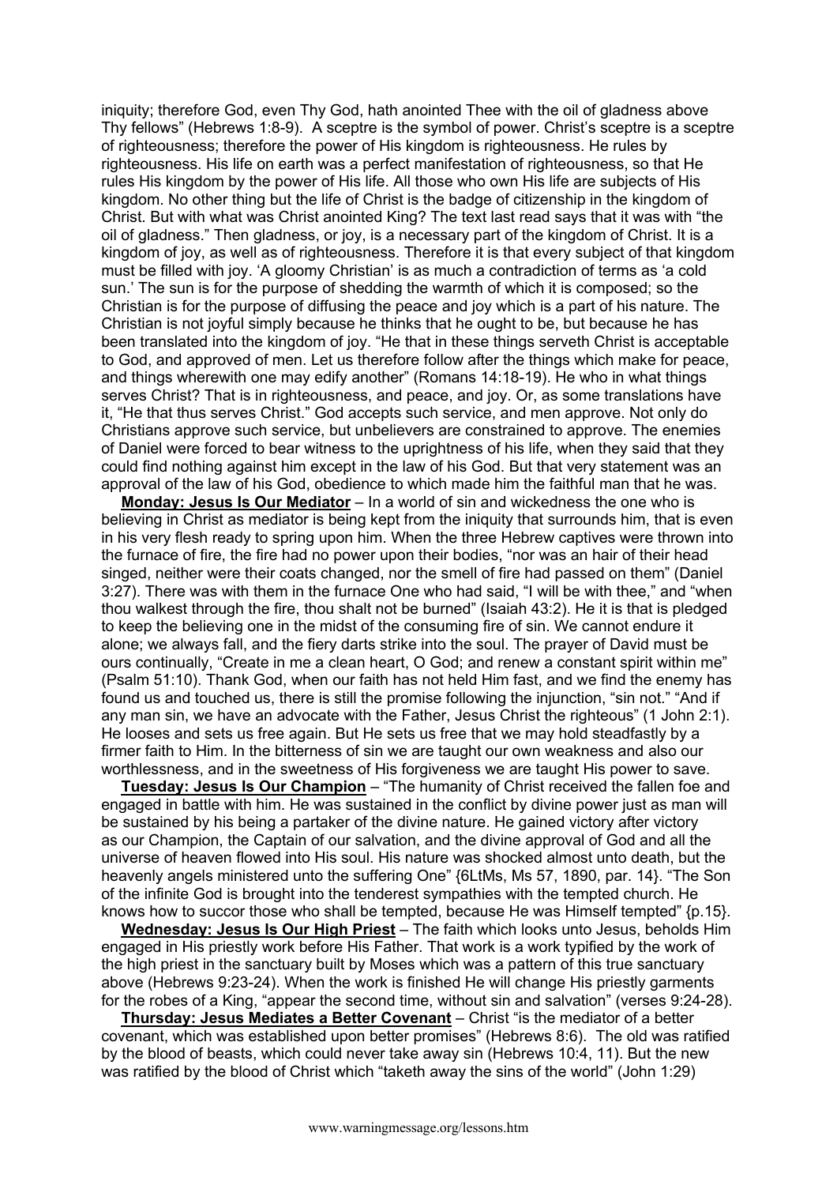iniquity; therefore God, even Thy God, hath anointed Thee with the oil of gladness above Thy fellows" (Hebrews 1:8-9). A sceptre is the symbol of power. Christ's sceptre is a sceptre of righteousness; therefore the power of His kingdom is righteousness. He rules by righteousness. His life on earth was a perfect manifestation of righteousness, so that He rules His kingdom by the power of His life. All those who own His life are subjects of His kingdom. No other thing but the life of Christ is the badge of citizenship in the kingdom of Christ. But with what was Christ anointed King? The text last read says that it was with "the oil of gladness." Then gladness, or joy, is a necessary part of the kingdom of Christ. It is a kingdom of joy, as well as of righteousness. Therefore it is that every subject of that kingdom must be filled with joy. 'A gloomy Christian' is as much a contradiction of terms as 'a cold sun.' The sun is for the purpose of shedding the warmth of which it is composed; so the Christian is for the purpose of diffusing the peace and joy which is a part of his nature. The Christian is not joyful simply because he thinks that he ought to be, but because he has been translated into the kingdom of joy. "He that in these things serveth Christ is acceptable to God, and approved of men. Let us therefore follow after the things which make for peace, and things wherewith one may edify another" (Romans 14:18-19). He who in what things serves Christ? That is in righteousness, and peace, and joy. Or, as some translations have it, "He that thus serves Christ." God accepts such service, and men approve. Not only do Christians approve such service, but unbelievers are constrained to approve. The enemies of Daniel were forced to bear witness to the uprightness of his life, when they said that they could find nothing against him except in the law of his God. But that very statement was an approval of the law of his God, obedience to which made him the faithful man that he was.

**Monday: Jesus Is Our Mediator** – In a world of sin and wickedness the one who is believing in Christ as mediator is being kept from the iniquity that surrounds him, that is even in his very flesh ready to spring upon him. When the three Hebrew captives were thrown into the furnace of fire, the fire had no power upon their bodies, "nor was an hair of their head singed, neither were their coats changed, nor the smell of fire had passed on them" (Daniel 3:27). There was with them in the furnace One who had said, "I will be with thee," and "when thou walkest through the fire, thou shalt not be burned" (Isaiah 43:2). He it is that is pledged to keep the believing one in the midst of the consuming fire of sin. We cannot endure it alone; we always fall, and the fiery darts strike into the soul. The prayer of David must be ours continually, "Create in me a clean heart, O God; and renew a constant spirit within me" (Psalm 51:10). Thank God, when our faith has not held Him fast, and we find the enemy has found us and touched us, there is still the promise following the injunction, "sin not." "And if any man sin, we have an advocate with the Father, Jesus Christ the righteous" (1 John 2:1). He looses and sets us free again. But He sets us free that we may hold steadfastly by a firmer faith to Him. In the bitterness of sin we are taught our own weakness and also our worthlessness, and in the sweetness of His forgiveness we are taught His power to save.

**Tuesday: Jesus Is Our Champion** – "The humanity of Christ received the fallen foe and engaged in battle with him. He was sustained in the conflict by divine power just as man will be sustained by his being a partaker of the divine nature. He gained victory after victory as our Champion, the Captain of our salvation, and the divine approval of God and all the universe of heaven flowed into His soul. His nature was shocked almost unto death, but the heavenly angels ministered unto the suffering One" {6LtMs, Ms 57, 1890, par. 14}. "The Son of the infinite God is brought into the tenderest sympathies with the tempted church. He knows how to succor those who shall be tempted, because He was Himself tempted" {p.15}.

**Wednesday: Jesus Is Our High Priest** – The faith which looks unto Jesus, beholds Him engaged in His priestly work before His Father. That work is a work typified by the work of the high priest in the sanctuary built by Moses which was a pattern of this true sanctuary above (Hebrews 9:23-24). When the work is finished He will change His priestly garments for the robes of a King, "appear the second time, without sin and salvation" (verses 9:24-28).

**Thursday: Jesus Mediates a Better Covenant** – Christ "is the mediator of a better covenant, which was established upon better promises" (Hebrews 8:6). The old was ratified by the blood of beasts, which could never take away sin (Hebrews 10:4, 11). But the new was ratified by the blood of Christ which "taketh away the sins of the world" (John 1:29)